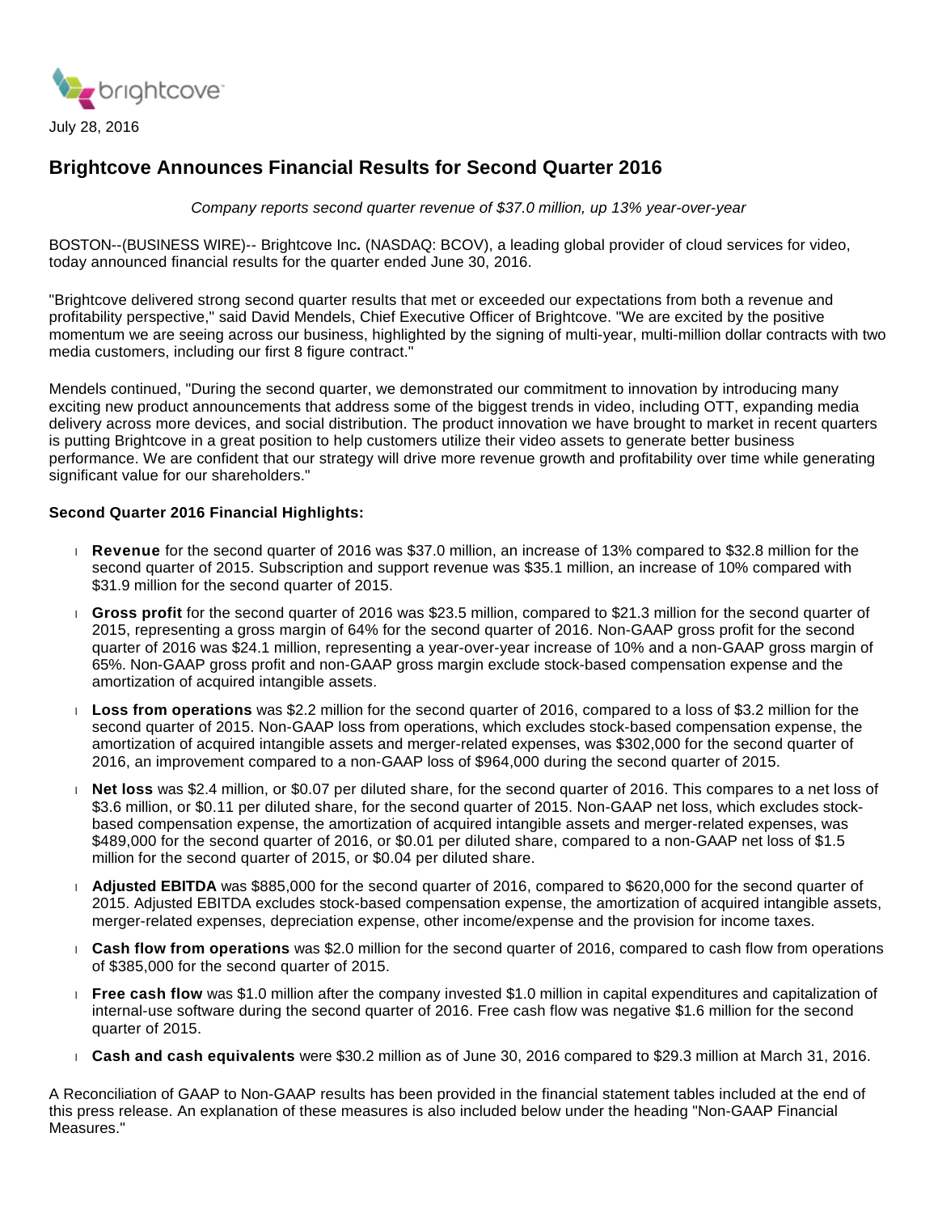July 28, 2016

# Brightcove Announces Financial Results for Second Quarter 2016

*Company reports second quarter revenue of $37.0 million, up 13% year-over-year*

BOSTON--(BUSINESS WIRE)-- Brightcove Inc**.** (NASDAQ: BCOV), a leading global provider of cloud services for video, today announced financial results for the quarter ended June 30, 2016.

"Brightcove delivered strong second quarter results that met or exceeded our expectations from both a revenue and profitability perspective," said David Mendels, Chief Executive Officer of Brightcove. "We are excited by the positive momentum we are seeing across our business, highlighted by the signing of multi-year, multi-million dollar contracts with two media customers, including our first 8 figure contract."

Mendels continued, "During the second quarter, we demonstrated our commitment to innovation by introducing many exciting new product announcements that address some of the biggest trends in video, including OTT, expanding media delivery across more devices, and social distribution. The product innovation we have brought to market in recent quarters is putting Brightcove in a great position to help customers utilize their video assets to generate better business performance. We are confident that our strategy will drive more revenue growth and profitability over time while generating significant value for our shareholders."

**Second Quarter 2016 Financial Highlights:**

- **Revenue** for the second quarter of 2016 was $37.0 million, an increase of 13% compared to $32.8 million for the second quarter of 2015. Subscription and support revenue was $35.1 million, an increase of 10% compared with $31.9 million for the second quarter of 2015.
- **Gross profit** for the second quarter of 2016 was $23.5 million, compared to $21.3 million for the second quarter of 2015, representing a gross margin of 64% for the second quarter of 2016. Non-GAAP gross profit for the second quarter of 2016 was $24.1 million, representing a year-over-year increase of 10% and a non-GAAP gross margin of 65%. Non-GAAP gross profit and non-GAAP gross margin exclude stock-based compensation expense and the amortization of acquired intangible assets.
- **Loss from operations** was $2.2 million for the second quarter of 2016, compared to a loss of $3.2 million for the second quarter of 2015. Non-GAAP loss from operations, which excludes stock-based compensation expense, the amortization of acquired intangible assets and merger-related expenses, was $302,000 for the second quarter of 2016, an improvement compared to a non-GAAP loss of $964,000 during the second quarter of 2015.
- **Net loss** was $2.4 million, or $0.07 per diluted share, for the second quarter of 2016. This compares to a net loss of $3.6 million, or $0.11 per diluted share, for the second quarter of 2015. Non-GAAP net loss, which excludes stock-based compensation expense, the amortization of acquired intangible assets and merger-related expenses, was $489,000 for the second quarter of 2016, or $0.01 per diluted share, compared to a non-GAAP net loss of $1.5 million for the second quarter of 2015, or $0.04 per diluted share.
- **Adjusted EBITDA** was $885,000 for the second quarter of 2016, compared to $620,000 for the second quarter of 2015. Adjusted EBITDA excludes stock-based compensation expense, the amortization of acquired intangible assets, merger-related expenses, depreciation expense, other income/expense and the provision for income taxes.
- **Cash flow from operations** was $2.0 million for the second quarter of 2016, compared to cash flow from operations of $385,000 for the second quarter of 2015.
- **Free cash flow** was $1.0 million after the company invested $1.0 million in capital expenditures and capitalization of internal-use software during the second quarter of 2016. Free cash flow was negative $1.6 million for the second quarter of 2015.
- **Cash and cash equivalents** were $30.2 million as of June 30, 2016 compared to $29.3 million at March 31, 2016.

A Reconciliation of GAAP to Non-GAAP results has been provided in the financial statement tables included at the end of this press release. An explanation of these measures is also included below under the heading "Non-GAAP Financial Measures."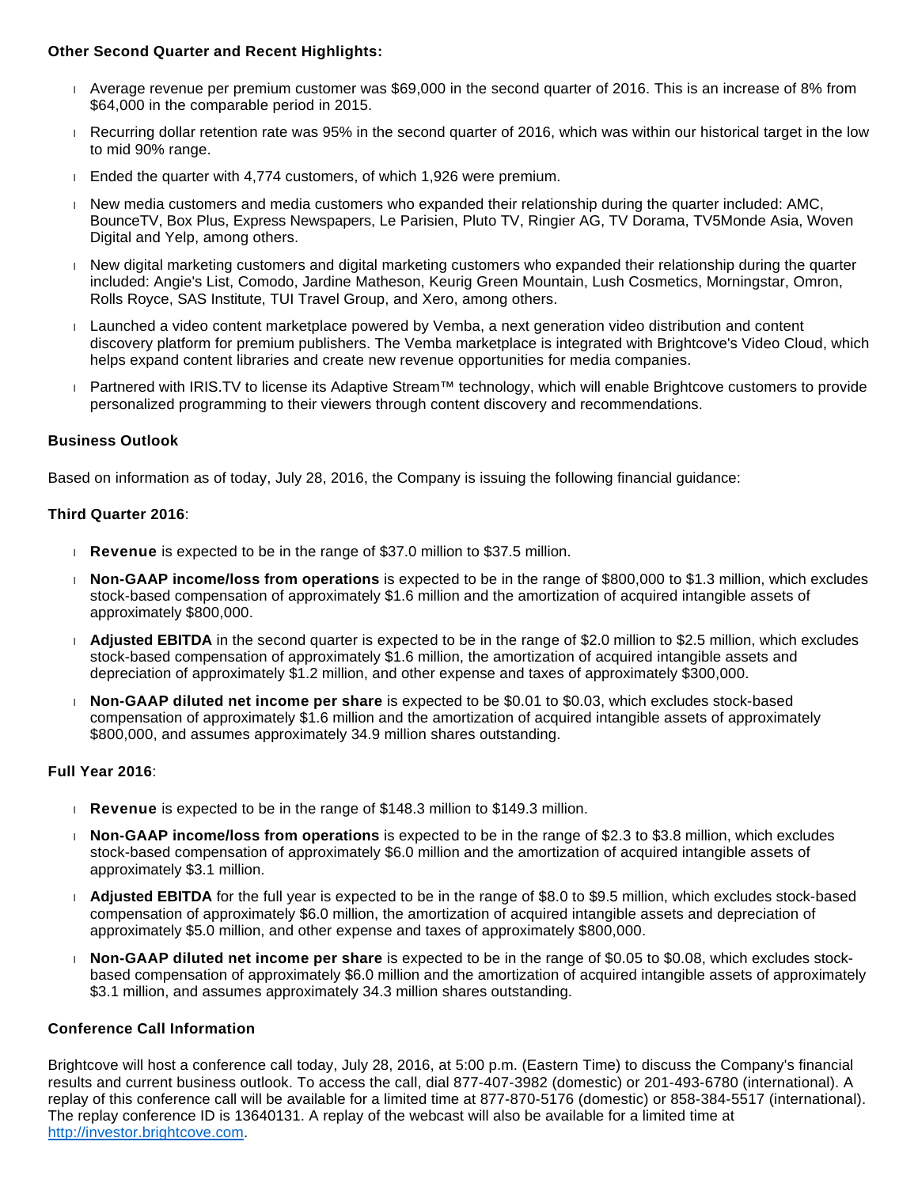**Other Second Quarter and Recent Highlights:**

- Average revenue per premium customer was $69,000 in the second quarter of 2016. This is an increase of 8% from $64,000 in the comparable period in 2015.
- Recurring dollar retention rate was 95% in the second quarter of 2016, which was within our historical target in the low to mid 90% range.
- Ended the quarter with 4,774 customers, of which 1,926 were premium.
- New media customers and media customers who expanded their relationship during the quarter included: AMC, BounceTV, Box Plus, Express Newspapers, Le Parisien, Pluto TV, Ringier AG, TV Dorama, TV5Monde Asia, Woven Digital and Yelp, among others.
- New digital marketing customers and digital marketing customers who expanded their relationship during the quarter included: Angie's List, Comodo, Jardine Matheson, Keurig Green Mountain, Lush Cosmetics, Morningstar, Omron, Rolls Royce, SAS Institute, TUI Travel Group, and Xero, among others.
- Launched a video content marketplace powered by Vemba, a next generation video distribution and content discovery platform for premium publishers. The Vemba marketplace is integrated with Brightcove's Video Cloud, which helps expand content libraries and create new revenue opportunities for media companies.
- Partnered with IRIS.TV to license its Adaptive Stream™ technology, which will enable Brightcove customers to provide personalized programming to their viewers through content discovery and recommendations.

**Business Outlook**

Based on information as of today, July 28, 2016, the Company is issuing the following financial guidance:

**Third Quarter 2016**:

- **Revenue** is expected to be in the range of $37.0 million to $37.5 million.
- **Non-GAAP income/loss from operations** is expected to be in the range of $800,000 to $1.3 million, which excludes stock-based compensation of approximately $1.6 million and the amortization of acquired intangible assets of approximately $800,000.
- **Adjusted EBITDA** in the second quarter is expected to be in the range of $2.0 million to $2.5 million, which excludes stock-based compensation of approximately $1.6 million, the amortization of acquired intangible assets and depreciation of approximately $1.2 million, and other expense and taxes of approximately $300,000.
- **Non-GAAP diluted net income per share** is expected to be $0.01 to $0.03, which excludes stock-based compensation of approximately $1.6 million and the amortization of acquired intangible assets of approximately $800,000, and assumes approximately 34.9 million shares outstanding.

**Full Year 2016**:

- **Revenue** is expected to be in the range of $148.3 million to $149.3 million.
- **Non-GAAP income/loss from operations** is expected to be in the range of $2.3 to $3.8 million, which excludes stock-based compensation of approximately $6.0 million and the amortization of acquired intangible assets of approximately $3.1 million.
- **Adjusted EBITDA** for the full year is expected to be in the range of $8.0 to $9.5 million, which excludes stock-based compensation of approximately $6.0 million, the amortization of acquired intangible assets and depreciation of approximately $5.0 million, and other expense and taxes of approximately $800,000.
- **Non-GAAP diluted net income per share** is expected to be in the range of $0.05 to $0.08, which excludes stock-based compensation of approximately $6.0 million and the amortization of acquired intangible assets of approximately $3.1 million, and assumes approximately 34.3 million shares outstanding.

**Conference Call Information**

Brightcove will host a conference call today, July 28, 2016, at 5:00 p.m. (Eastern Time) to discuss the Company's financial results and current business outlook. To access the call, dial 877-407-3982 (domestic) or 201-493-6780 (international). A replay of this conference call will be available for a limited time at 877-870-5176 (domestic) or 858-384-5517 (international). The replay conference ID is 13640131. A replay of the webcast will also be available for a limited time at http://investor.brightcove.com.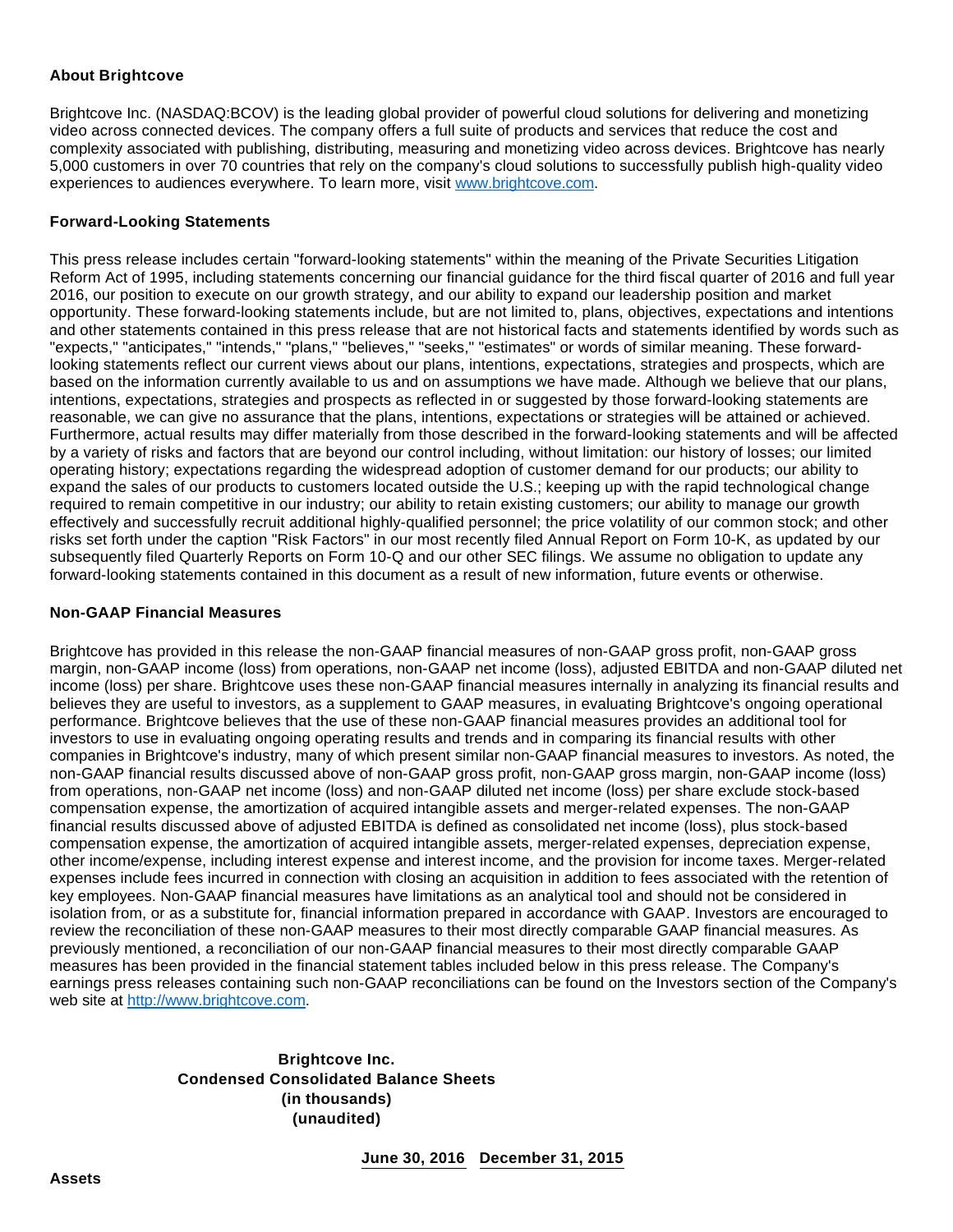### About Brightcove

Brightcove Inc. (NASDAQ:BCOV) is the leading global provider of powerful cloud solutions for delivering and monetizing video across connected devices. The company offers a full suite of products and services that reduce the cost and complexity associated with publishing, distributing, measuring and monetizing video across devices. Brightcove has nearly 5,000 customers in over 70 countries that rely on the company's cloud solutions to successfully publish high-quality video experiences to audiences everywhere. To learn more, visit www.brightcove.com.

### Forward-Looking Statements

This press release includes certain "forward-looking statements" within the meaning of the Private Securities Litigation Reform Act of 1995, including statements concerning our financial guidance for the third fiscal quarter of 2016 and full year 2016, our position to execute on our growth strategy, and our ability to expand our leadership position and market opportunity. These forward-looking statements include, but are not limited to, plans, objectives, expectations and intentions and other statements contained in this press release that are not historical facts and statements identified by words such as "expects," "anticipates," "intends," "plans," "believes," "seeks," "estimates" or words of similar meaning. These forward-looking statements reflect our current views about our plans, intentions, expectations, strategies and prospects, which are based on the information currently available to us and on assumptions we have made. Although we believe that our plans, intentions, expectations, strategies and prospects as reflected in or suggested by those forward-looking statements are reasonable, we can give no assurance that the plans, intentions, expectations or strategies will be attained or achieved. Furthermore, actual results may differ materially from those described in the forward-looking statements and will be affected by a variety of risks and factors that are beyond our control including, without limitation: our history of losses; our limited operating history; expectations regarding the widespread adoption of customer demand for our products; our ability to expand the sales of our products to customers located outside the U.S.; keeping up with the rapid technological change required to remain competitive in our industry; our ability to retain existing customers; our ability to manage our growth effectively and successfully recruit additional highly-qualified personnel; the price volatility of our common stock; and other risks set forth under the caption "Risk Factors" in our most recently filed Annual Report on Form 10-K, as updated by our subsequently filed Quarterly Reports on Form 10-Q and our other SEC filings. We assume no obligation to update any forward-looking statements contained in this document as a result of new information, future events or otherwise.

### Non-GAAP Financial Measures

Brightcove has provided in this release the non-GAAP financial measures of non-GAAP gross profit, non-GAAP gross margin, non-GAAP income (loss) from operations, non-GAAP net income (loss), adjusted EBITDA and non-GAAP diluted net income (loss) per share. Brightcove uses these non-GAAP financial measures internally in analyzing its financial results and believes they are useful to investors, as a supplement to GAAP measures, in evaluating Brightcove's ongoing operational performance. Brightcove believes that the use of these non-GAAP financial measures provides an additional tool for investors to use in evaluating ongoing operating results and trends and in comparing its financial results with other companies in Brightcove's industry, many of which present similar non-GAAP financial measures to investors. As noted, the non-GAAP financial results discussed above of non-GAAP gross profit, non-GAAP gross margin, non-GAAP income (loss) from operations, non-GAAP net income (loss) and non-GAAP diluted net income (loss) per share exclude stock-based compensation expense, the amortization of acquired intangible assets and merger-related expenses. The non-GAAP financial results discussed above of adjusted EBITDA is defined as consolidated net income (loss), plus stock-based compensation expense, the amortization of acquired intangible assets, merger-related expenses, depreciation expense, other income/expense, including interest expense and interest income, and the provision for income taxes. Merger-related expenses include fees incurred in connection with closing an acquisition in addition to fees associated with the retention of key employees. Non-GAAP financial measures have limitations as an analytical tool and should not be considered in isolation from, or as a substitute for, financial information prepared in accordance with GAAP. Investors are encouraged to review the reconciliation of these non-GAAP measures to their most directly comparable GAAP financial measures. As previously mentioned, a reconciliation of our non-GAAP financial measures to their most directly comparable GAAP measures has been provided in the financial statement tables included below in this press release. The Company's earnings press releases containing such non-GAAP reconciliations can be found on the Investors section of the Company's web site at http://www.brightcove.com.

**Brightcove Inc.**
**Condensed Consolidated Balance Sheets**
**(in thousands)**
**(unaudited)**

| | June 30, 2016 | December 31, 2015 |
|---|---|---|
| **Assets** | | |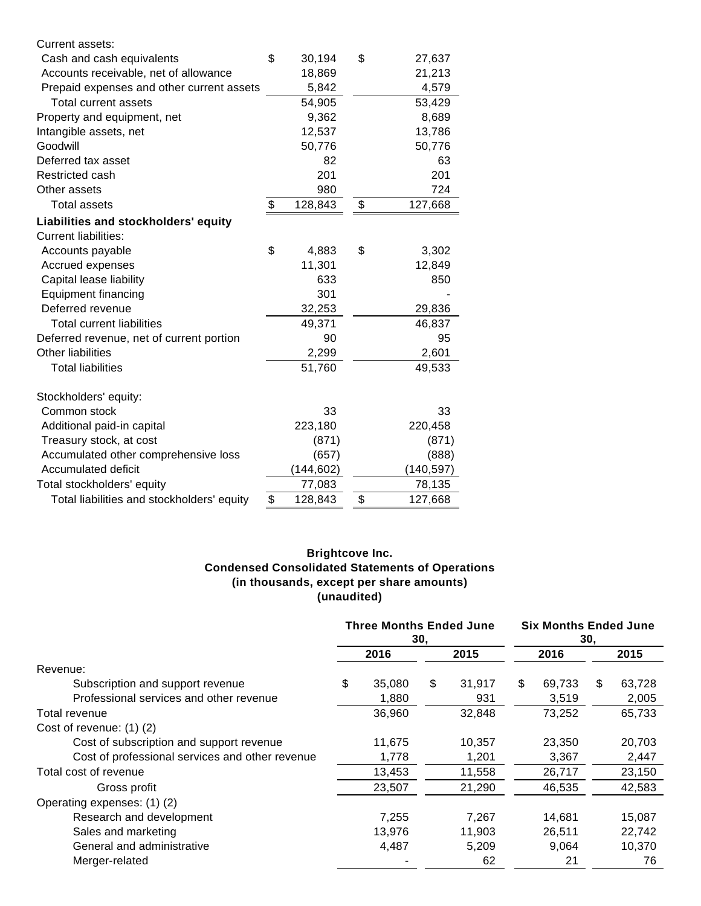| | | |
|---|---|---|
| Current assets: | | |
| Cash and cash equivalents | $ 30,194 | $ 27,637 |
| Accounts receivable, net of allowance | 18,869 | 21,213 |
| Prepaid expenses and other current assets | 5,842 | 4,579 |
| Total current assets | 54,905 | 53,429 |
| Property and equipment, net | 9,362 | 8,689 |
| Intangible assets, net | 12,537 | 13,786 |
| Goodwill | 50,776 | 50,776 |
| Deferred tax asset | 82 | 63 |
| Restricted cash | 201 | 201 |
| Other assets | 980 | 724 |
| Total assets | $ 128,843 | $ 127,668 |
| **Liabilities and stockholders' equity** | | |
| Current liabilities: | | |
| Accounts payable | $ 4,883 | $ 3,302 |
| Accrued expenses | 11,301 | 12,849 |
| Capital lease liability | 633 | 850 |
| Equipment financing | 301 | - |
| Deferred revenue | 32,253 | 29,836 |
| Total current liabilities | 49,371 | 46,837 |
| Deferred revenue, net of current portion | 90 | 95 |
| Other liabilities | 2,299 | 2,601 |
| Total liabilities | 51,760 | 49,533 |
| Stockholders' equity: | | |
| Common stock | 33 | 33 |
| Additional paid-in capital | 223,180 | 220,458 |
| Treasury stock, at cost | (871) | (871) |
| Accumulated other comprehensive loss | (657) | (888) |
| Accumulated deficit | (144,602) | (140,597) |
| Total stockholders' equity | 77,083 | 78,135 |
| Total liabilities and stockholders' equity | $ 128,843 | $ 127,668 |

**Brightcove Inc.**
**Condensed Consolidated Statements of Operations**
**(in thousands, except per share amounts)**
**(unaudited)**

| | Three Months Ended June 30, | | Six Months Ended June 30, | |
|---|---|---|---|---|
| | **2016** | **2015** | **2016** | **2015** |
| Revenue: | | | | |
| Subscription and support revenue | $ 35,080 | $ 31,917 | $ 69,733 | $ 63,728 |
| Professional services and other revenue | 1,880 | 931 | 3,519 | 2,005 |
| Total revenue | 36,960 | 32,848 | 73,252 | 65,733 |
| Cost of revenue: (1) (2) | | | | |
| Cost of subscription and support revenue | 11,675 | 10,357 | 23,350 | 20,703 |
| Cost of professional services and other revenue | 1,778 | 1,201 | 3,367 | 2,447 |
| Total cost of revenue | 13,453 | 11,558 | 26,717 | 23,150 |
| Gross profit | 23,507 | 21,290 | 46,535 | 42,583 |
| Operating expenses: (1) (2) | | | | |
| Research and development | 7,255 | 7,267 | 14,681 | 15,087 |
| Sales and marketing | 13,976 | 11,903 | 26,511 | 22,742 |
| General and administrative | 4,487 | 5,209 | 9,064 | 10,370 |
| Merger-related | - | 62 | 21 | 76 |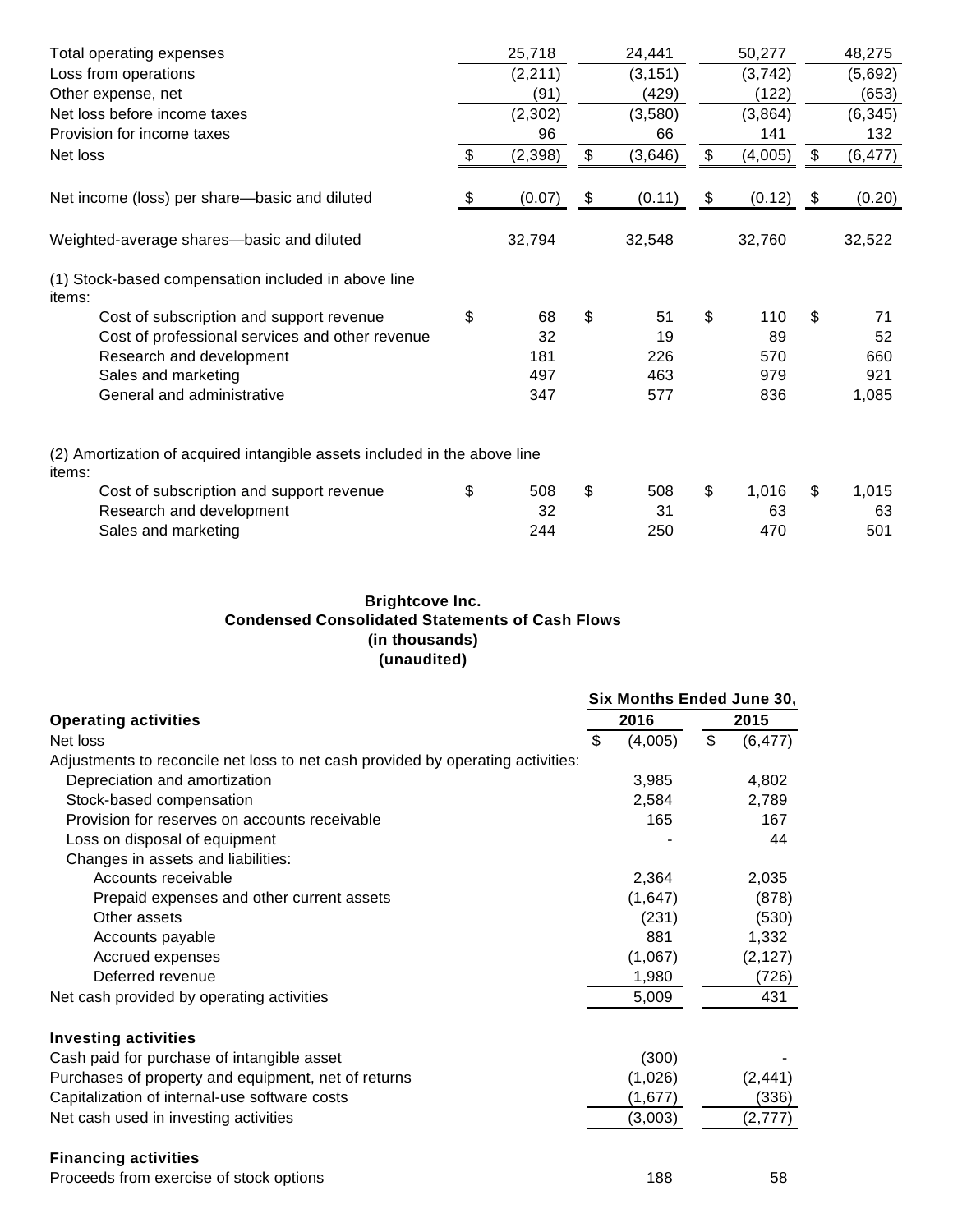| | | | | |
|---|---|---|---|---|
| Total operating expenses | 25,718 | 24,441 | 50,277 | 48,275 |
| Loss from operations | (2,211) | (3,151) | (3,742) | (5,692) |
| Other expense, net | (91) | (429) | (122) | (653) |
| Net loss before income taxes | (2,302) | (3,580) | (3,864) | (6,345) |
| Provision for income taxes | 96 | 66 | 141 | 132 |
| Net loss | $ (2,398) | $ (3,646) | $ (4,005) | $ (6,477) |
| | | | | |
| Net income (loss) per share—basic and diluted | $ (0.07) | $ (0.11) | $ (0.12) | $ (0.20) |
| | | | | |
| Weighted-average shares—basic and diluted | 32,794 | 32,548 | 32,760 | 32,522 |
| | | | | |
| (1) Stock-based compensation included in above line items: | | | | |
| Cost of subscription and support revenue | $ 68 | $ 51 | $ 110 | $ 71 |
| Cost of professional services and other revenue | 32 | 19 | 89 | 52 |
| Research and development | 181 | 226 | 570 | 660 |
| Sales and marketing | 497 | 463 | 979 | 921 |
| General and administrative | 347 | 577 | 836 | 1,085 |
| | | | | |
| (2) Amortization of acquired intangible assets included in the above line items: | | | | |
| Cost of subscription and support revenue | $ 508 | $ 508 | $ 1,016 | $ 1,015 |
| Research and development | 32 | 31 | 63 | 63 |
| Sales and marketing | 244 | 250 | 470 | 501 |

**Brightcove Inc.**
**Condensed Consolidated Statements of Cash Flows**
**(in thousands)**
**(unaudited)**

| | Six Months Ended June 30, | |
|---|---|---|
| | 2016 | 2015 |
| **Operating activities** | | |
| Net loss | $ (4,005) | $ (6,477) |
| Adjustments to reconcile net loss to net cash provided by operating activities: | | |
| Depreciation and amortization | 3,985 | 4,802 |
| Stock-based compensation | 2,584 | 2,789 |
| Provision for reserves on accounts receivable | 165 | 167 |
| Loss on disposal of equipment | - | 44 |
| Changes in assets and liabilities: | | |
| Accounts receivable | 2,364 | 2,035 |
| Prepaid expenses and other current assets | (1,647) | (878) |
| Other assets | (231) | (530) |
| Accounts payable | 881 | 1,332 |
| Accrued expenses | (1,067) | (2,127) |
| Deferred revenue | 1,980 | (726) |
| Net cash provided by operating activities | 5,009 | 431 |
| | | |
| **Investing activities** | | |
| Cash paid for purchase of intangible asset | (300) | - |
| Purchases of property and equipment, net of returns | (1,026) | (2,441) |
| Capitalization of internal-use software costs | (1,677) | (336) |
| Net cash used in investing activities | (3,003) | (2,777) |
| | | |
| **Financing activities** | | |
| Proceeds from exercise of stock options | 188 | 58 |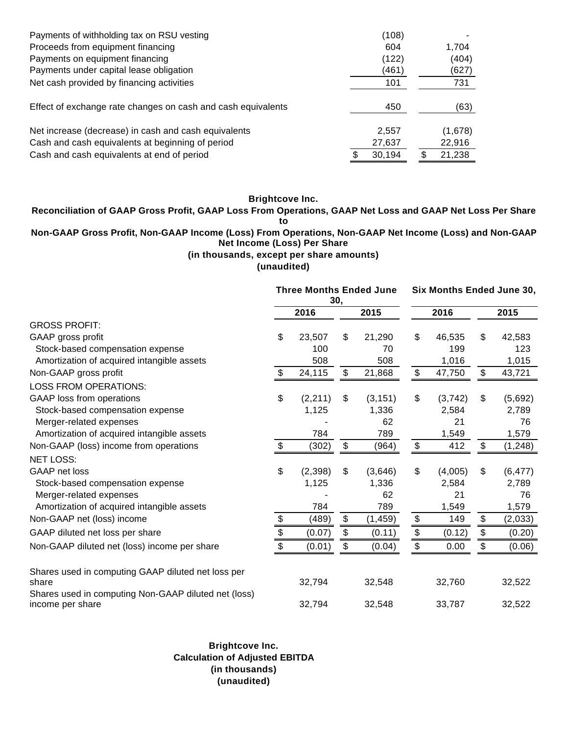| | | |
|---|---|---|
| Payments of withholding tax on RSU vesting | (108) | - |
| Proceeds from equipment financing | 604 | 1,704 |
| Payments on equipment financing | (122) | (404) |
| Payments under capital lease obligation | (461) | (627) |
| Net cash provided by financing activities | 101 | 731 |
| | | |
| Effect of exchange rate changes on cash and cash equivalents | 450 | (63) |
| | | |
| Net increase (decrease) in cash and cash equivalents | 2,557 | (1,678) |
| Cash and cash equivalents at beginning of period | 27,637 | 22,916 |
| Cash and cash equivalents at end of period | $ 30,194 | $ 21,238 |

**Brightcove Inc.**
**Reconciliation of GAAP Gross Profit, GAAP Loss From Operations, GAAP Net Loss and GAAP Net Loss Per Share to**
**Non-GAAP Gross Profit, Non-GAAP Income (Loss) From Operations, Non-GAAP Net Income (Loss) and Non-GAAP Net Income (Loss) Per Share**
**(in thousands, except per share amounts)**
**(unaudited)**

| | Three Months Ended June 30, | | Six Months Ended June 30, | |
|---|---|---|---|---|
| | 2016 | 2015 | 2016 | 2015 |
| GROSS PROFIT: | | | | |
| GAAP gross profit | $ 23,507 | $ 21,290 | $ 46,535 | $ 42,583 |
| Stock-based compensation expense | 100 | 70 | 199 | 123 |
| Amortization of acquired intangible assets | 508 | 508 | 1,016 | 1,015 |
| Non-GAAP gross profit | $ 24,115 | $ 21,868 | $ 47,750 | $ 43,721 |
| LOSS FROM OPERATIONS: | | | | |
| GAAP loss from operations | $ (2,211) | $ (3,151) | $ (3,742) | $ (5,692) |
| Stock-based compensation expense | 1,125 | 1,336 | 2,584 | 2,789 |
| Merger-related expenses | - | 62 | 21 | 76 |
| Amortization of acquired intangible assets | 784 | 789 | 1,549 | 1,579 |
| Non-GAAP (loss) income from operations | $ (302) | $ (964) | $ 412 | $ (1,248) |
| NET LOSS: | | | | |
| GAAP net loss | $ (2,398) | $ (3,646) | $ (4,005) | $ (6,477) |
| Stock-based compensation expense | 1,125 | 1,336 | 2,584 | 2,789 |
| Merger-related expenses | - | 62 | 21 | 76 |
| Amortization of acquired intangible assets | 784 | 789 | 1,549 | 1,579 |
| Non-GAAP net (loss) income | $ (489) | $ (1,459) | $ 149 | $ (2,033) |
| GAAP diluted net loss per share | $ (0.07) | $ (0.11) | $ (0.12) | $ (0.20) |
| Non-GAAP diluted net (loss) income per share | $ (0.01) | $ (0.04) | $ 0.00 | $ (0.06) |
| | | | | |
| Shares used in computing GAAP diluted net loss per share | 32,794 | 32,548 | 32,760 | 32,522 |
| Shares used in computing Non-GAAP diluted net (loss) income per share | 32,794 | 32,548 | 33,787 | 32,522 |

**Brightcove Inc.**
**Calculation of Adjusted EBITDA**
**(in thousands)**
**(unaudited)**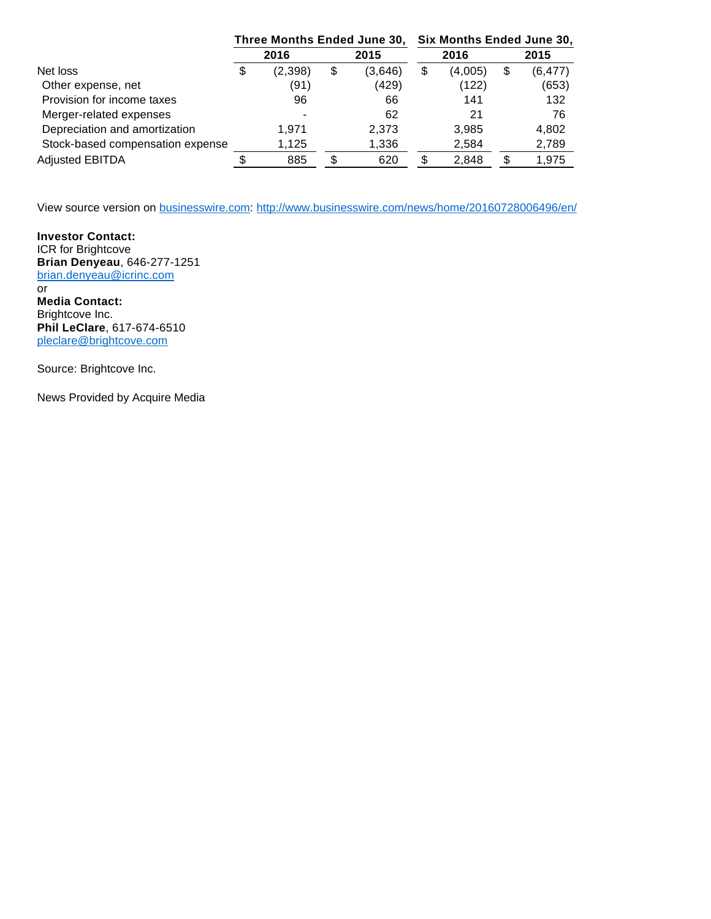| | Three Months Ended June 30, | | Six Months Ended June 30, | |
|---|---|---|---|---|
| | 2016 | 2015 | 2016 | 2015 |
| Net loss | $ (2,398) | $ (3,646) | $ (4,005) | $ (6,477) |
| Other expense, net | (91) | (429) | (122) | (653) |
| Provision for income taxes | 96 | 66 | 141 | 132 |
| Merger-related expenses | - | 62 | 21 | 76 |
| Depreciation and amortization | 1,971 | 2,373 | 3,985 | 4,802 |
| Stock-based compensation expense | 1,125 | 1,336 | 2,584 | 2,789 |
| Adjusted EBITDA | $ 885 | $ 620 | $ 2,848 | $ 1,975 |

View source version on businesswire.com: http://www.businesswire.com/news/home/20160728006496/en/

**Investor Contact:**
ICR for Brightcove
**Brian Denyeau**, 646-277-1251
brian.denyeau@icrinc.com
or
**Media Contact:**
Brightcove Inc.
**Phil LeClare**, 617-674-6510
pleclare@brightcove.com

Source: Brightcove Inc.

News Provided by Acquire Media